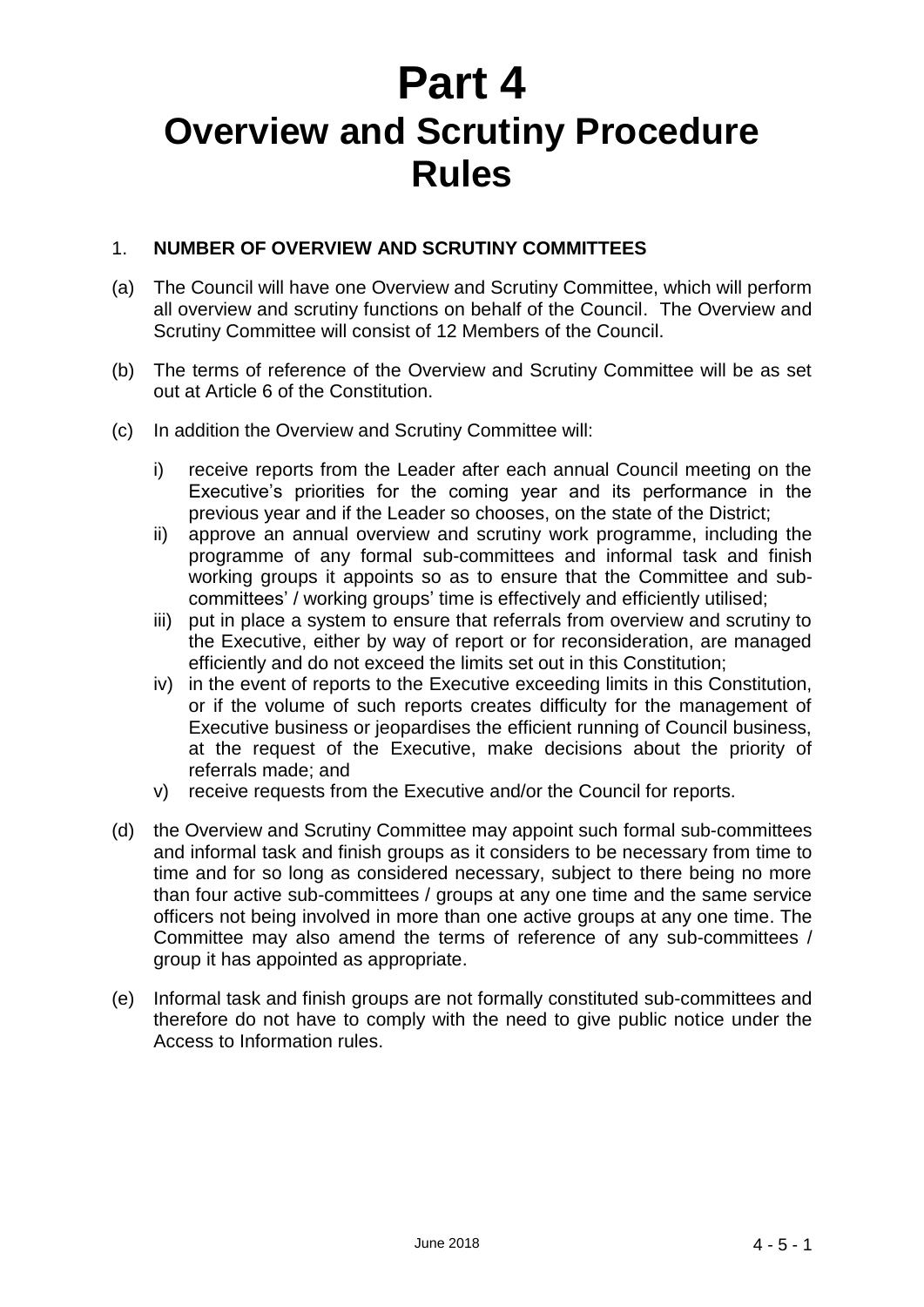# Part 4

# Overview and Scrutiny Procedure Rules

## 1. NUMBER OF OVERVIEW AND SCRUTINY COMMITTEES

(a) The Council will have one Overview and Scrutiny Committee, which will perform all overview and scrutiny functions on behalf of the Council. The Overview and Scrutiny Committee will consist of 12 Members of the Council.

(b) The terms of reference of the Overview and Scrutiny Committee will be as set out at Article 6 of the Constitution.

(c) In addition the Overview and Scrutiny Committee will:

i) receive reports from the Leader after each annual Council meeting on the Executive's priorities for the coming year and its performance in the previous year and if the Leader so chooses, on the state of the District;

ii) approve an annual overview and scrutiny work programme, including the programme of any formal sub-committees and informal task and finish working groups it appoints so as to ensure that the Committee and sub-committees' / working groups' time is effectively and efficiently utilised;

iii) put in place a system to ensure that referrals from overview and scrutiny to the Executive, either by way of report or for reconsideration, are managed efficiently and do not exceed the limits set out in this Constitution;

iv) in the event of reports to the Executive exceeding limits in this Constitution, or if the volume of such reports creates difficulty for the management of Executive business or jeopardises the efficient running of Council business, at the request of the Executive, make decisions about the priority of referrals made; and

v) receive requests from the Executive and/or the Council for reports.

(d) the Overview and Scrutiny Committee may appoint such formal sub-committees and informal task and finish groups as it considers to be necessary from time to time and for so long as considered necessary, subject to there being no more than four active sub-committees / groups at any one time and the same service officers not being involved in more than one active groups at any one time. The Committee may also amend the terms of reference of any sub-committees / group it has appointed as appropriate.

(e) Informal task and finish groups are not formally constituted sub-committees and therefore do not have to comply with the need to give public notice under the Access to Information rules.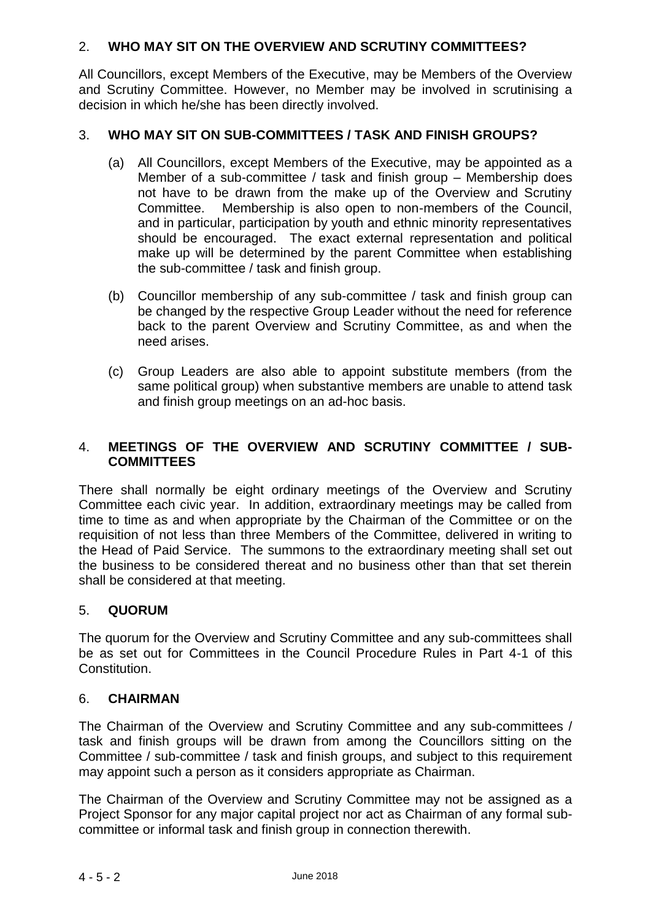## 2. WHO MAY SIT ON THE OVERVIEW AND SCRUTINY COMMITTEES?

All Councillors, except Members of the Executive, may be Members of the Overview and Scrutiny Committee. However, no Member may be involved in scrutinising a decision in which he/she has been directly involved.

## 3. WHO MAY SIT ON SUB-COMMITTEES / TASK AND FINISH GROUPS?

(a) All Councillors, except Members of the Executive, may be appointed as a Member of a sub-committee / task and finish group – Membership does not have to be drawn from the make up of the Overview and Scrutiny Committee. Membership is also open to non-members of the Council, and in particular, participation by youth and ethnic minority representatives should be encouraged. The exact external representation and political make up will be determined by the parent Committee when establishing the sub-committee / task and finish group.

(b) Councillor membership of any sub-committee / task and finish group can be changed by the respective Group Leader without the need for reference back to the parent Overview and Scrutiny Committee, as and when the need arises.

(c) Group Leaders are also able to appoint substitute members (from the same political group) when substantive members are unable to attend task and finish group meetings on an ad-hoc basis.

## 4. MEETINGS OF THE OVERVIEW AND SCRUTINY COMMITTEE / SUB-COMMITTEES

There shall normally be eight ordinary meetings of the Overview and Scrutiny Committee each civic year. In addition, extraordinary meetings may be called from time to time as and when appropriate by the Chairman of the Committee or on the requisition of not less than three Members of the Committee, delivered in writing to the Head of Paid Service. The summons to the extraordinary meeting shall set out the business to be considered thereat and no business other than that set therein shall be considered at that meeting.

## 5. QUORUM

The quorum for the Overview and Scrutiny Committee and any sub-committees shall be as set out for Committees in the Council Procedure Rules in Part 4-1 of this Constitution.

## 6. CHAIRMAN

The Chairman of the Overview and Scrutiny Committee and any sub-committees / task and finish groups will be drawn from among the Councillors sitting on the Committee / sub-committee / task and finish groups, and subject to this requirement may appoint such a person as it considers appropriate as Chairman.

The Chairman of the Overview and Scrutiny Committee may not be assigned as a Project Sponsor for any major capital project nor act as Chairman of any formal sub-committee or informal task and finish group in connection therewith.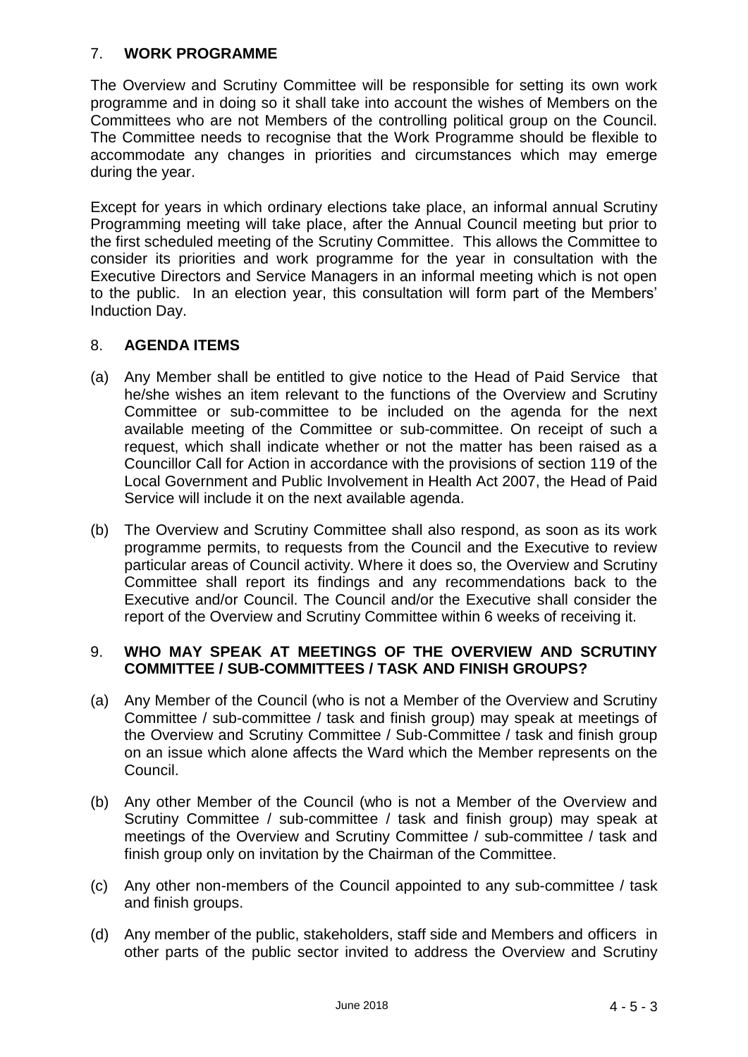## 7. **WORK PROGRAMME**

The Overview and Scrutiny Committee will be responsible for setting its own work programme and in doing so it shall take into account the wishes of Members on the Committees who are not Members of the controlling political group on the Council. The Committee needs to recognise that the Work Programme should be flexible to accommodate any changes in priorities and circumstances which may emerge during the year.

Except for years in which ordinary elections take place, an informal annual Scrutiny Programming meeting will take place, after the Annual Council meeting but prior to the first scheduled meeting of the Scrutiny Committee. This allows the Committee to consider its priorities and work programme for the year in consultation with the Executive Directors and Service Managers in an informal meeting which is not open to the public. In an election year, this consultation will form part of the Members' Induction Day.

## 8. **AGENDA ITEMS**

(a) Any Member shall be entitled to give notice to the Head of Paid Service that he/she wishes an item relevant to the functions of the Overview and Scrutiny Committee or sub-committee to be included on the agenda for the next available meeting of the Committee or sub-committee. On receipt of such a request, which shall indicate whether or not the matter has been raised as a Councillor Call for Action in accordance with the provisions of section 119 of the Local Government and Public Involvement in Health Act 2007, the Head of Paid Service will include it on the next available agenda.

(b) The Overview and Scrutiny Committee shall also respond, as soon as its work programme permits, to requests from the Council and the Executive to review particular areas of Council activity. Where it does so, the Overview and Scrutiny Committee shall report its findings and any recommendations back to the Executive and/or Council. The Council and/or the Executive shall consider the report of the Overview and Scrutiny Committee within 6 weeks of receiving it.

## 9. **WHO MAY SPEAK AT MEETINGS OF THE OVERVIEW AND SCRUTINY COMMITTEE / SUB-COMMITTEES / TASK AND FINISH GROUPS?**

(a) Any Member of the Council (who is not a Member of the Overview and Scrutiny Committee / sub-committee / task and finish group) may speak at meetings of the Overview and Scrutiny Committee / Sub-Committee / task and finish group on an issue which alone affects the Ward which the Member represents on the Council.

(b) Any other Member of the Council (who is not a Member of the Overview and Scrutiny Committee / sub-committee / task and finish group) may speak at meetings of the Overview and Scrutiny Committee / sub-committee / task and finish group only on invitation by the Chairman of the Committee.

(c) Any other non-members of the Council appointed to any sub-committee / task and finish groups.

(d) Any member of the public, stakeholders, staff side and Members and officers in other parts of the public sector invited to address the Overview and Scrutiny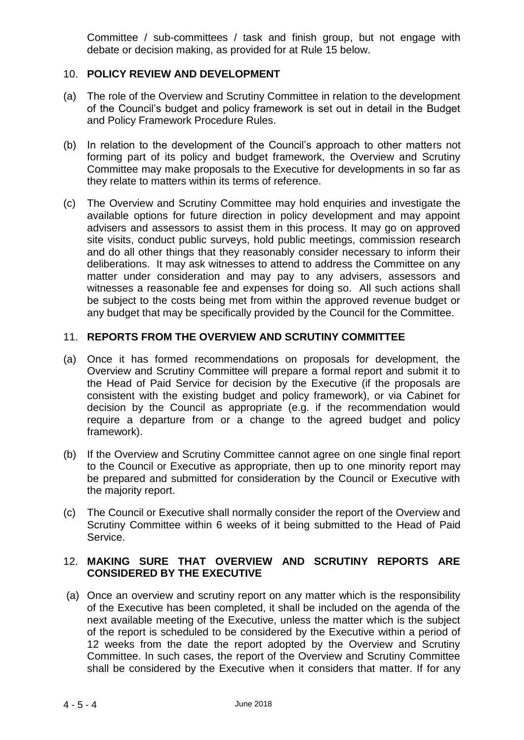Committee / sub-committees / task and finish group, but not engage with debate or decision making, as provided for at Rule 15 below.

## 10. POLICY REVIEW AND DEVELOPMENT

(a) The role of the Overview and Scrutiny Committee in relation to the development of the Council's budget and policy framework is set out in detail in the Budget and Policy Framework Procedure Rules.

(b) In relation to the development of the Council's approach to other matters not forming part of its policy and budget framework, the Overview and Scrutiny Committee may make proposals to the Executive for developments in so far as they relate to matters within its terms of reference.

(c) The Overview and Scrutiny Committee may hold enquiries and investigate the available options for future direction in policy development and may appoint advisers and assessors to assist them in this process. It may go on approved site visits, conduct public surveys, hold public meetings, commission research and do all other things that they reasonably consider necessary to inform their deliberations. It may ask witnesses to attend to address the Committee on any matter under consideration and may pay to any advisers, assessors and witnesses a reasonable fee and expenses for doing so. All such actions shall be subject to the costs being met from within the approved revenue budget or any budget that may be specifically provided by the Council for the Committee.

## 11. REPORTS FROM THE OVERVIEW AND SCRUTINY COMMITTEE

(a) Once it has formed recommendations on proposals for development, the Overview and Scrutiny Committee will prepare a formal report and submit it to the Head of Paid Service for decision by the Executive (if the proposals are consistent with the existing budget and policy framework), or via Cabinet for decision by the Council as appropriate (e.g. if the recommendation would require a departure from or a change to the agreed budget and policy framework).

(b) If the Overview and Scrutiny Committee cannot agree on one single final report to the Council or Executive as appropriate, then up to one minority report may be prepared and submitted for consideration by the Council or Executive with the majority report.

(c) The Council or Executive shall normally consider the report of the Overview and Scrutiny Committee within 6 weeks of it being submitted to the Head of Paid Service.

## 12. MAKING SURE THAT OVERVIEW AND SCRUTINY REPORTS ARE CONSIDERED BY THE EXECUTIVE

(a) Once an overview and scrutiny report on any matter which is the responsibility of the Executive has been completed, it shall be included on the agenda of the next available meeting of the Executive, unless the matter which is the subject of the report is scheduled to be considered by the Executive within a period of 12 weeks from the date the report adopted by the Overview and Scrutiny Committee. In such cases, the report of the Overview and Scrutiny Committee shall be considered by the Executive when it considers that matter. If for any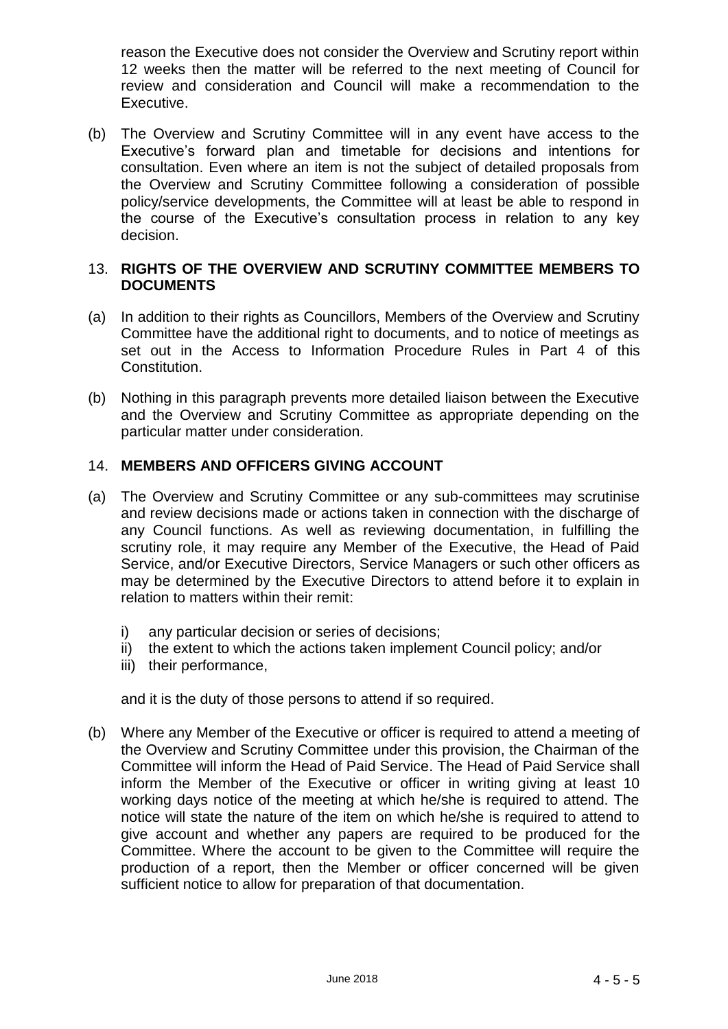reason the Executive does not consider the Overview and Scrutiny report within 12 weeks then the matter will be referred to the next meeting of Council for review and consideration and Council will make a recommendation to the Executive.

(b) The Overview and Scrutiny Committee will in any event have access to the Executive's forward plan and timetable for decisions and intentions for consultation. Even where an item is not the subject of detailed proposals from the Overview and Scrutiny Committee following a consideration of possible policy/service developments, the Committee will at least be able to respond in the course of the Executive's consultation process in relation to any key decision.

## 13. RIGHTS OF THE OVERVIEW AND SCRUTINY COMMITTEE MEMBERS TO DOCUMENTS

(a) In addition to their rights as Councillors, Members of the Overview and Scrutiny Committee have the additional right to documents, and to notice of meetings as set out in the Access to Information Procedure Rules in Part 4 of this Constitution.

(b) Nothing in this paragraph prevents more detailed liaison between the Executive and the Overview and Scrutiny Committee as appropriate depending on the particular matter under consideration.

## 14. MEMBERS AND OFFICERS GIVING ACCOUNT

(a) The Overview and Scrutiny Committee or any sub-committees may scrutinise and review decisions made or actions taken in connection with the discharge of any Council functions. As well as reviewing documentation, in fulfilling the scrutiny role, it may require any Member of the Executive, the Head of Paid Service, and/or Executive Directors, Service Managers or such other officers as may be determined by the Executive Directors to attend before it to explain in relation to matters within their remit:

i) any particular decision or series of decisions;
ii) the extent to which the actions taken implement Council policy; and/or
iii) their performance,

and it is the duty of those persons to attend if so required.

(b) Where any Member of the Executive or officer is required to attend a meeting of the Overview and Scrutiny Committee under this provision, the Chairman of the Committee will inform the Head of Paid Service. The Head of Paid Service shall inform the Member of the Executive or officer in writing giving at least 10 working days notice of the meeting at which he/she is required to attend. The notice will state the nature of the item on which he/she is required to attend to give account and whether any papers are required to be produced for the Committee. Where the account to be given to the Committee will require the production of a report, then the Member or officer concerned will be given sufficient notice to allow for preparation of that documentation.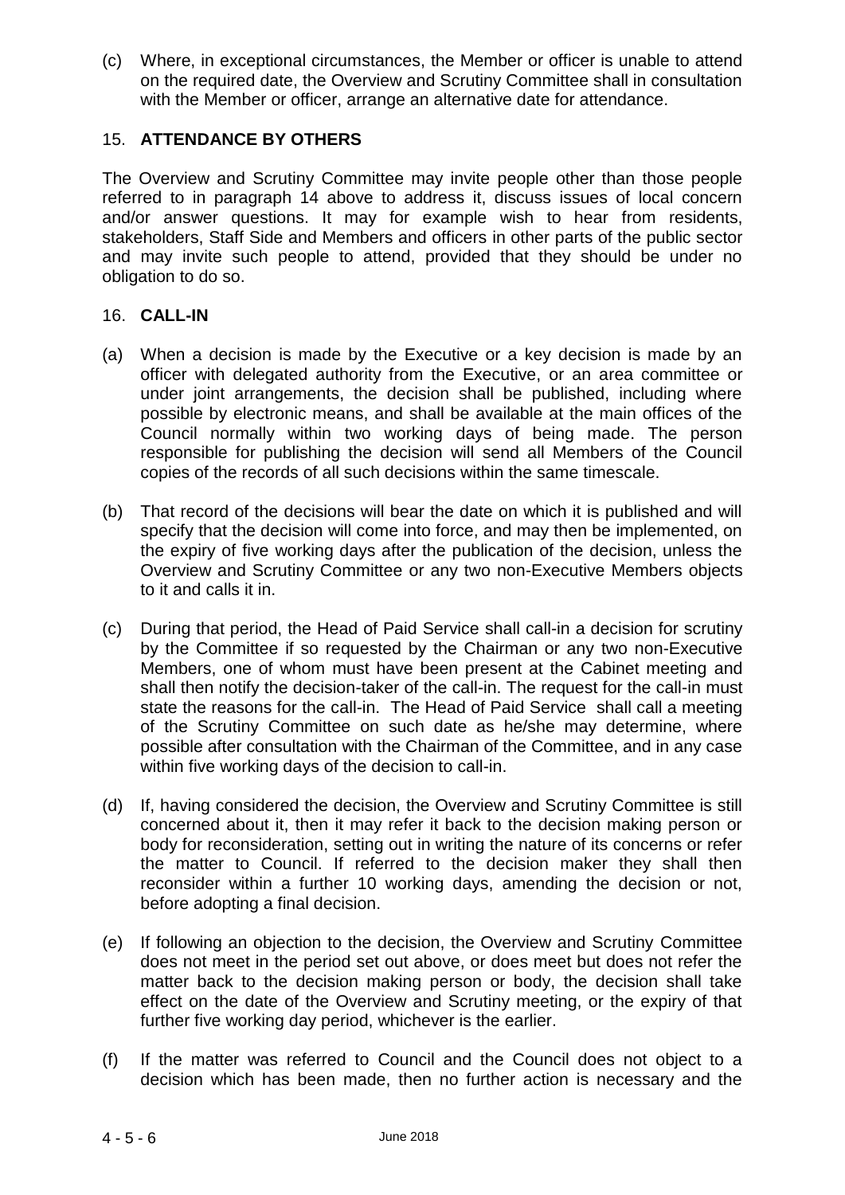(c) Where, in exceptional circumstances, the Member or officer is unable to attend on the required date, the Overview and Scrutiny Committee shall in consultation with the Member or officer, arrange an alternative date for attendance.

## 15. **ATTENDANCE BY OTHERS**

The Overview and Scrutiny Committee may invite people other than those people referred to in paragraph 14 above to address it, discuss issues of local concern and/or answer questions. It may for example wish to hear from residents, stakeholders, Staff Side and Members and officers in other parts of the public sector and may invite such people to attend, provided that they should be under no obligation to do so.

## 16. **CALL-IN**

(a) When a decision is made by the Executive or a key decision is made by an officer with delegated authority from the Executive, or an area committee or under joint arrangements, the decision shall be published, including where possible by electronic means, and shall be available at the main offices of the Council normally within two working days of being made. The person responsible for publishing the decision will send all Members of the Council copies of the records of all such decisions within the same timescale.

(b) That record of the decisions will bear the date on which it is published and will specify that the decision will come into force, and may then be implemented, on the expiry of five working days after the publication of the decision, unless the Overview and Scrutiny Committee or any two non-Executive Members objects to it and calls it in.

(c) During that period, the Head of Paid Service shall call-in a decision for scrutiny by the Committee if so requested by the Chairman or any two non-Executive Members, one of whom must have been present at the Cabinet meeting and shall then notify the decision-taker of the call-in. The request for the call-in must state the reasons for the call-in. The Head of Paid Service shall call a meeting of the Scrutiny Committee on such date as he/she may determine, where possible after consultation with the Chairman of the Committee, and in any case within five working days of the decision to call-in.

(d) If, having considered the decision, the Overview and Scrutiny Committee is still concerned about it, then it may refer it back to the decision making person or body for reconsideration, setting out in writing the nature of its concerns or refer the matter to Council. If referred to the decision maker they shall then reconsider within a further 10 working days, amending the decision or not, before adopting a final decision.

(e) If following an objection to the decision, the Overview and Scrutiny Committee does not meet in the period set out above, or does meet but does not refer the matter back to the decision making person or body, the decision shall take effect on the date of the Overview and Scrutiny meeting, or the expiry of that further five working day period, whichever is the earlier.

(f) If the matter was referred to Council and the Council does not object to a decision which has been made, then no further action is necessary and the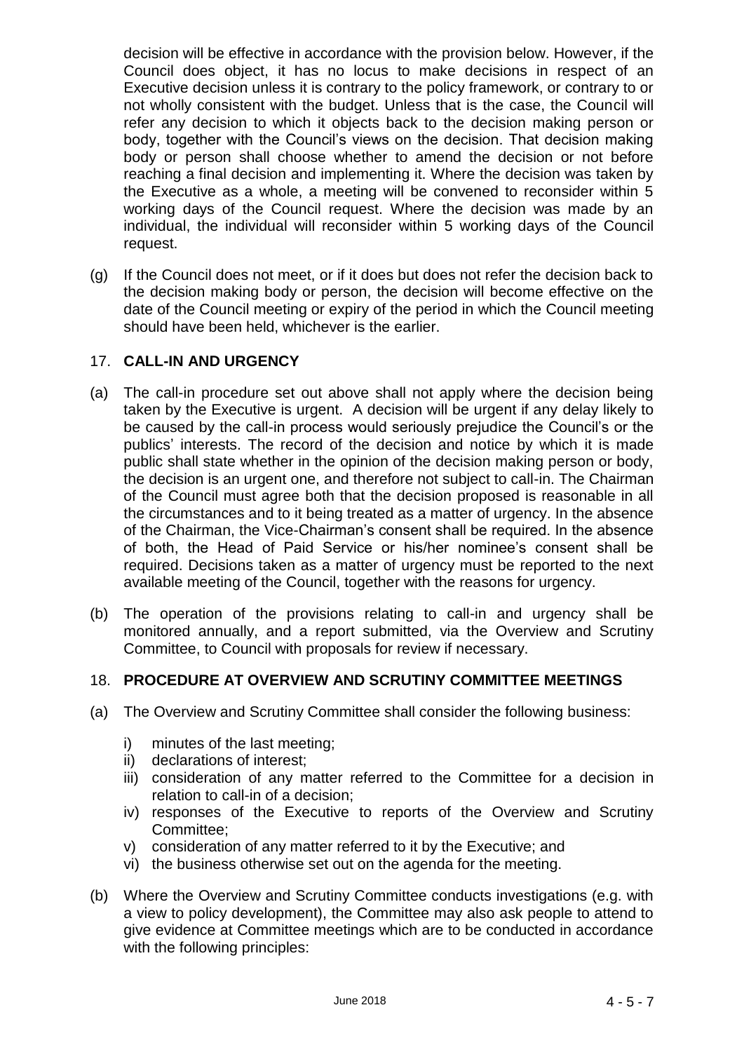decision will be effective in accordance with the provision below. However, if the Council does object, it has no locus to make decisions in respect of an Executive decision unless it is contrary to the policy framework, or contrary to or not wholly consistent with the budget. Unless that is the case, the Council will refer any decision to which it objects back to the decision making person or body, together with the Council's views on the decision. That decision making body or person shall choose whether to amend the decision or not before reaching a final decision and implementing it. Where the decision was taken by the Executive as a whole, a meeting will be convened to reconsider within 5 working days of the Council request. Where the decision was made by an individual, the individual will reconsider within 5 working days of the Council request.

(g) If the Council does not meet, or if it does but does not refer the decision back to the decision making body or person, the decision will become effective on the date of the Council meeting or expiry of the period in which the Council meeting should have been held, whichever is the earlier.

## 17. **CALL-IN AND URGENCY**

(a) The call-in procedure set out above shall not apply where the decision being taken by the Executive is urgent. A decision will be urgent if any delay likely to be caused by the call-in process would seriously prejudice the Council's or the publics' interests. The record of the decision and notice by which it is made public shall state whether in the opinion of the decision making person or body, the decision is an urgent one, and therefore not subject to call-in. The Chairman of the Council must agree both that the decision proposed is reasonable in all the circumstances and to it being treated as a matter of urgency. In the absence of the Chairman, the Vice-Chairman's consent shall be required. In the absence of both, the Head of Paid Service or his/her nominee's consent shall be required. Decisions taken as a matter of urgency must be reported to the next available meeting of the Council, together with the reasons for urgency.

(b) The operation of the provisions relating to call-in and urgency shall be monitored annually, and a report submitted, via the Overview and Scrutiny Committee, to Council with proposals for review if necessary.

## 18. **PROCEDURE AT OVERVIEW AND SCRUTINY COMMITTEE MEETINGS**

(a) The Overview and Scrutiny Committee shall consider the following business:

   i) minutes of the last meeting;
   ii) declarations of interest;
   iii) consideration of any matter referred to the Committee for a decision in relation to call-in of a decision;
   iv) responses of the Executive to reports of the Overview and Scrutiny Committee;
   v) consideration of any matter referred to it by the Executive; and
   vi) the business otherwise set out on the agenda for the meeting.

(b) Where the Overview and Scrutiny Committee conducts investigations (e.g. with a view to policy development), the Committee may also ask people to attend to give evidence at Committee meetings which are to be conducted in accordance with the following principles: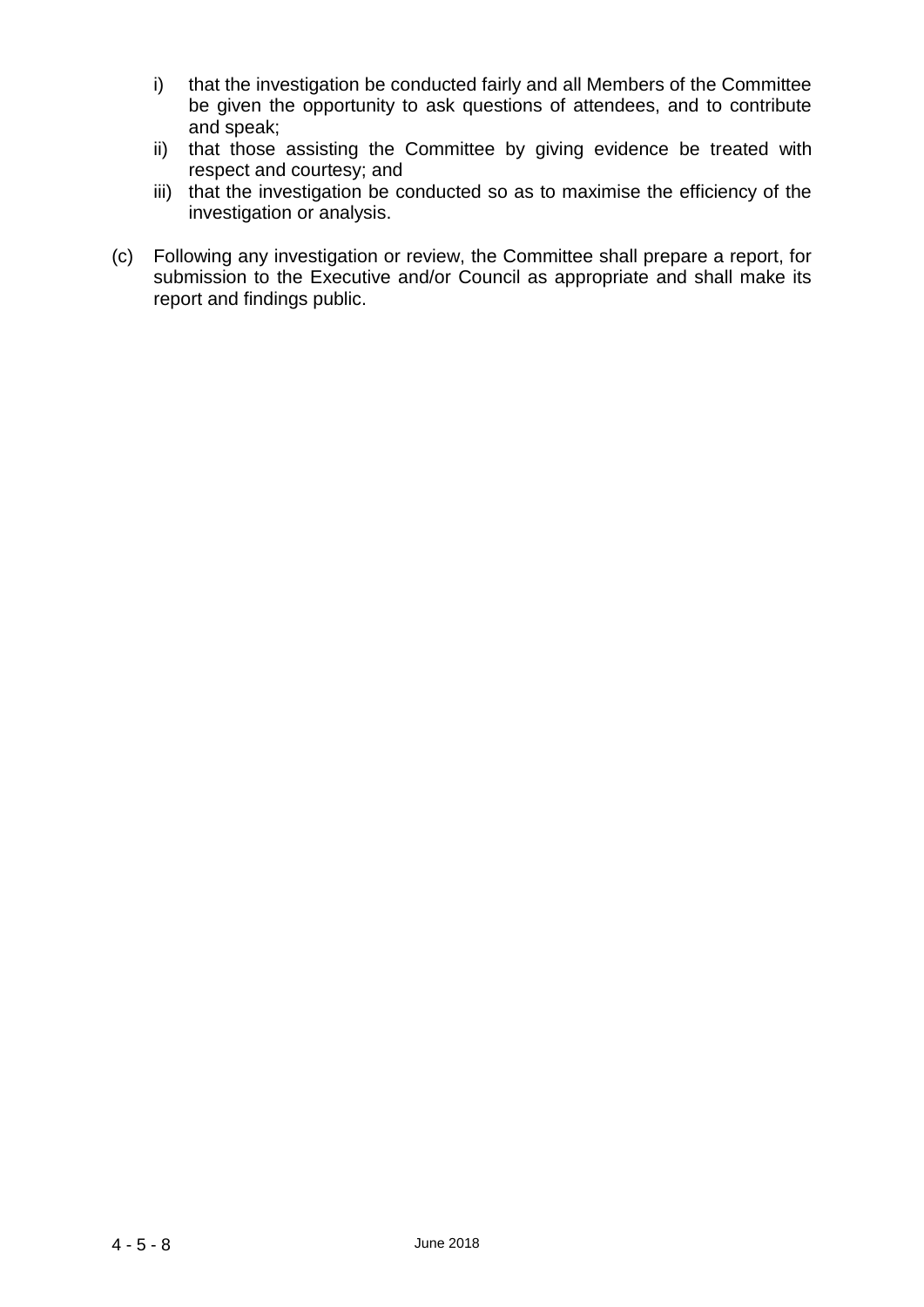i) that the investigation be conducted fairly and all Members of the Committee be given the opportunity to ask questions of attendees, and to contribute and speak;
ii) that those assisting the Committee by giving evidence be treated with respect and courtesy; and
iii) that the investigation be conducted so as to maximise the efficiency of the investigation or analysis.

(c) Following any investigation or review, the Committee shall prepare a report, for submission to the Executive and/or Council as appropriate and shall make its report and findings public.